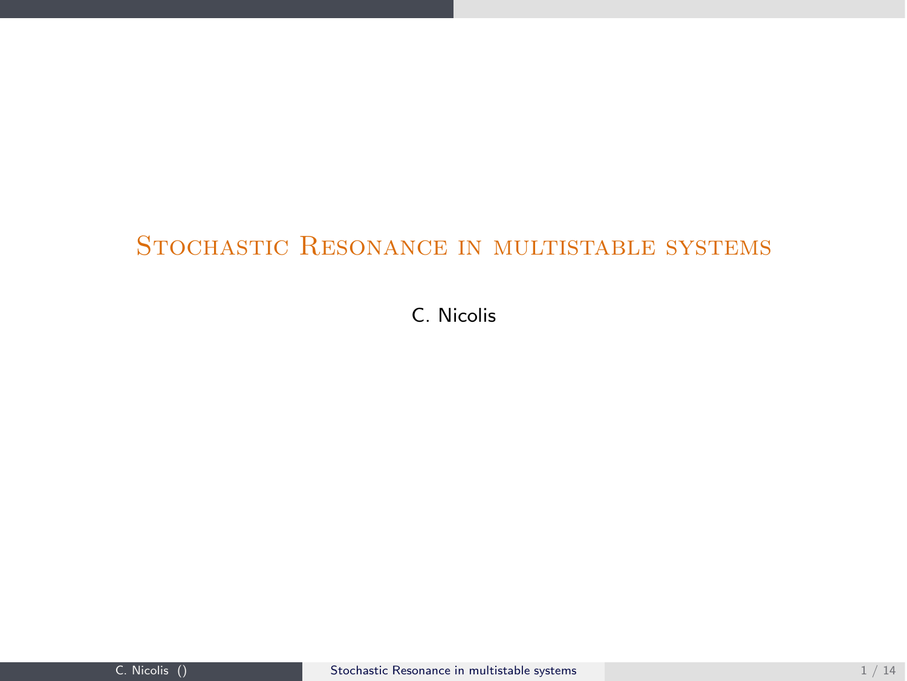# Stochastic Resonance in multistable systems

C. Nicolis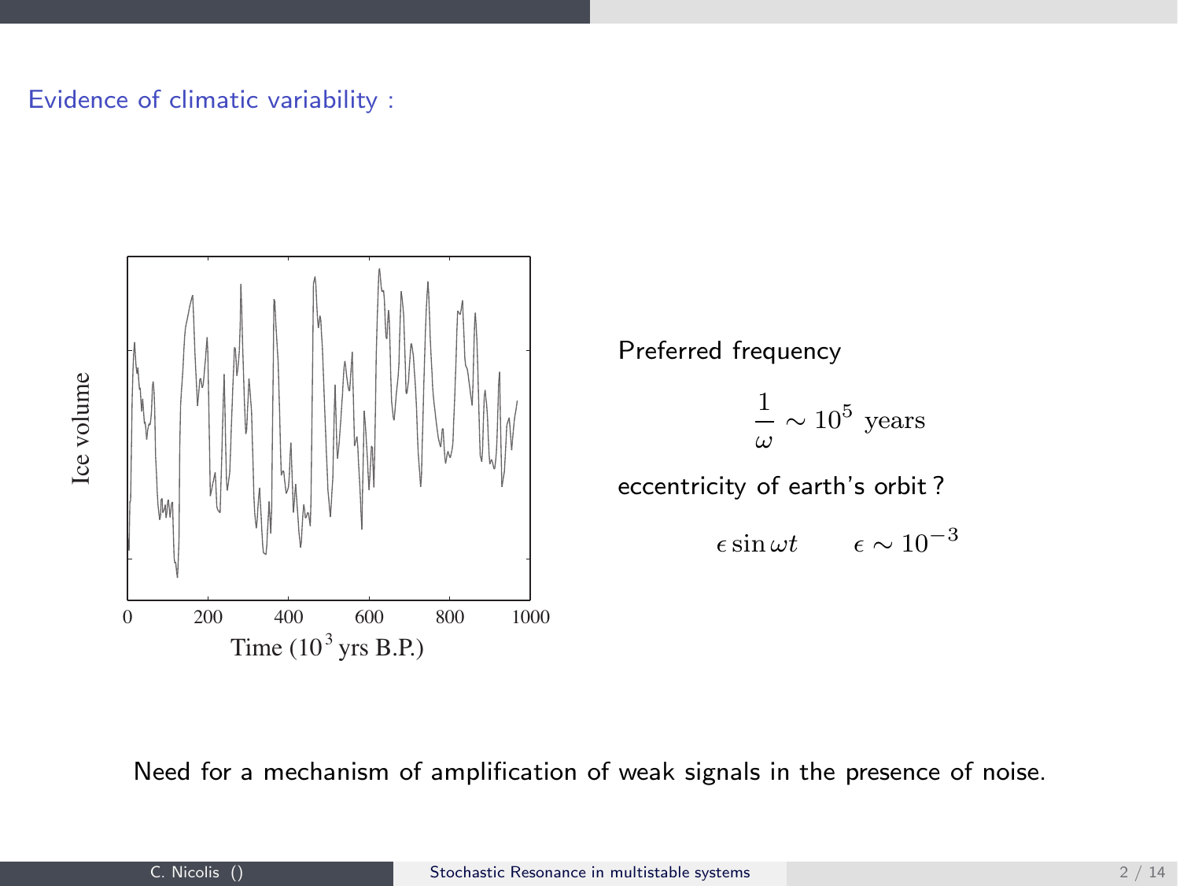Evidence of climatic variability :

Preferred frequency

$$\frac{1}{\omega} \sim 10^5 \text{ years}$$

eccentricity of earth's orbit ?

$$\epsilon \sin \omega t \qquad \epsilon \sim 10^{-3}$$

Need for a mechanism of amplification of weak signals in the presence of noise.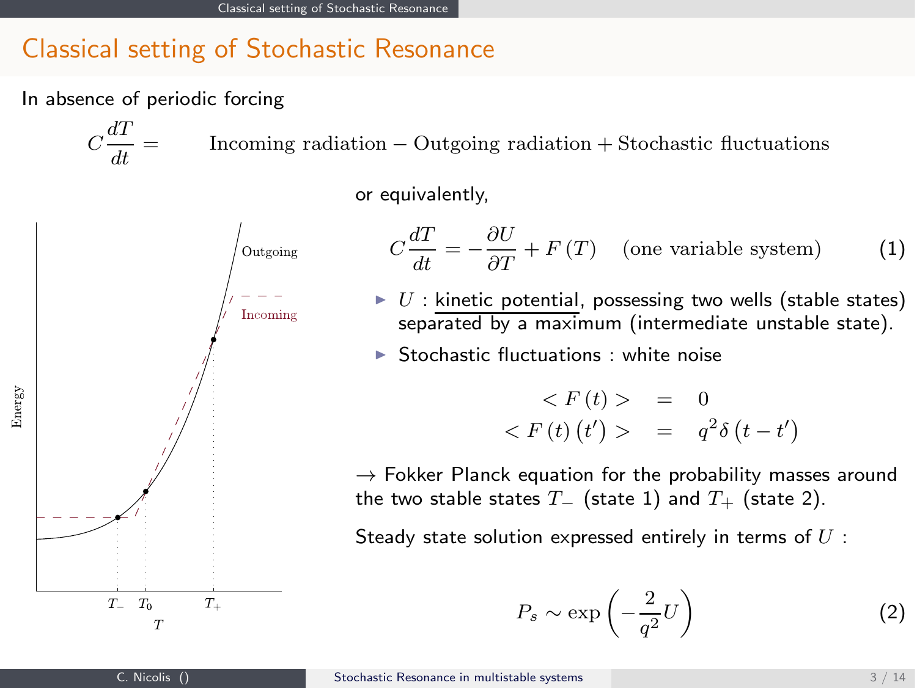# Classical setting of Stochastic Resonance

In absence of periodic forcing

$$C\frac{dT}{dt} = \quad \text{Incoming radiation} - \text{Outgoing radiation} + \text{Stochastic fluctuations}$$

or equivalently,

$$C\frac{dT}{dt} = -\frac{\partial U}{\partial T} + F(T) \quad \text{(one variable system)} \tag{1}$$

- $U$ : kinetic potential, possessing two wells (stable states) separated by a maximum (intermediate unstable state).
- Stochastic fluctuations : white noise

$$\begin{aligned} < F(t) > &= 0 \\ < F(t)(t') > &= q^2 \delta(t - t') \end{aligned}$$

$\rightarrow$ Fokker Planck equation for the probability masses around the two stable states $T_-$ (state 1) and $T_+$ (state 2).

Steady state solution expressed entirely in terms of $U$ :

$$P_s \sim \exp\left(-\frac{2}{q^2}U\right) \tag{2}$$

Energy

Outgoing

Incoming

$T_-$ $T_0$ $T_+$

$T$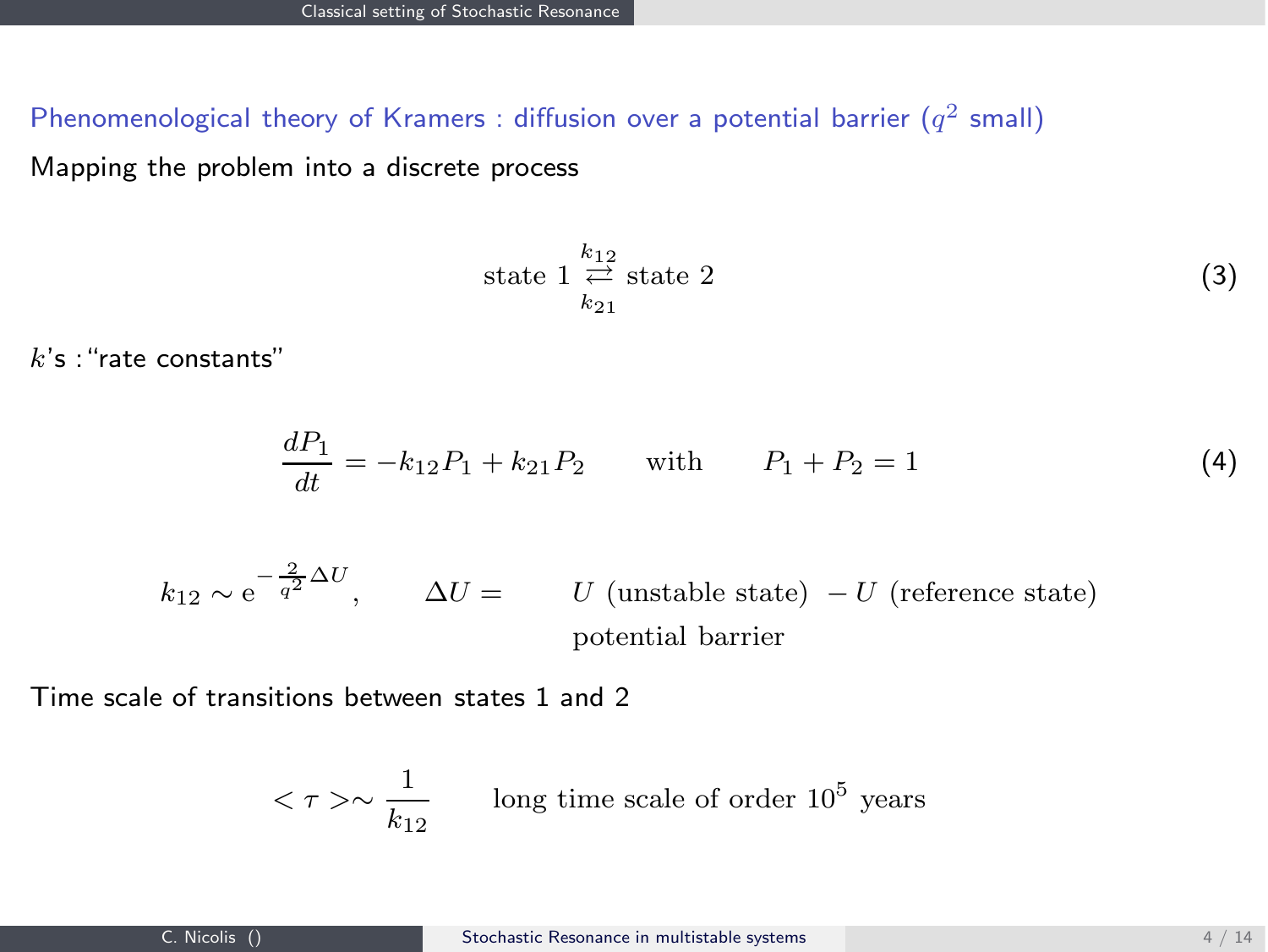## Phenomenological theory of Kramers : diffusion over a potential barrier ($q^2$ small)

Mapping the problem into a discrete process

$$\text{state } 1 \underset{k_{21}}{\overset{k_{12}}{\rightleftarrows}} \text{state } 2 \tag{3}$$

$k$'s :"rate constants"

$$\frac{dP_1}{dt} = -k_{12}P_1 + k_{21}P_2 \qquad \text{with} \qquad P_1 + P_2 = 1 \tag{4}$$

$$k_{12} \sim \mathrm{e}^{-\frac{2}{q^2}\Delta U}, \qquad \Delta U = \quad \begin{array}{l} U \text{ (unstable state) } - U \text{ (reference state)} \\ \text{potential barrier} \end{array}$$

Time scale of transitions between states 1 and 2

$$< \tau > \sim \frac{1}{k_{12}} \qquad \text{long time scale of order } 10^5 \text{ years}$$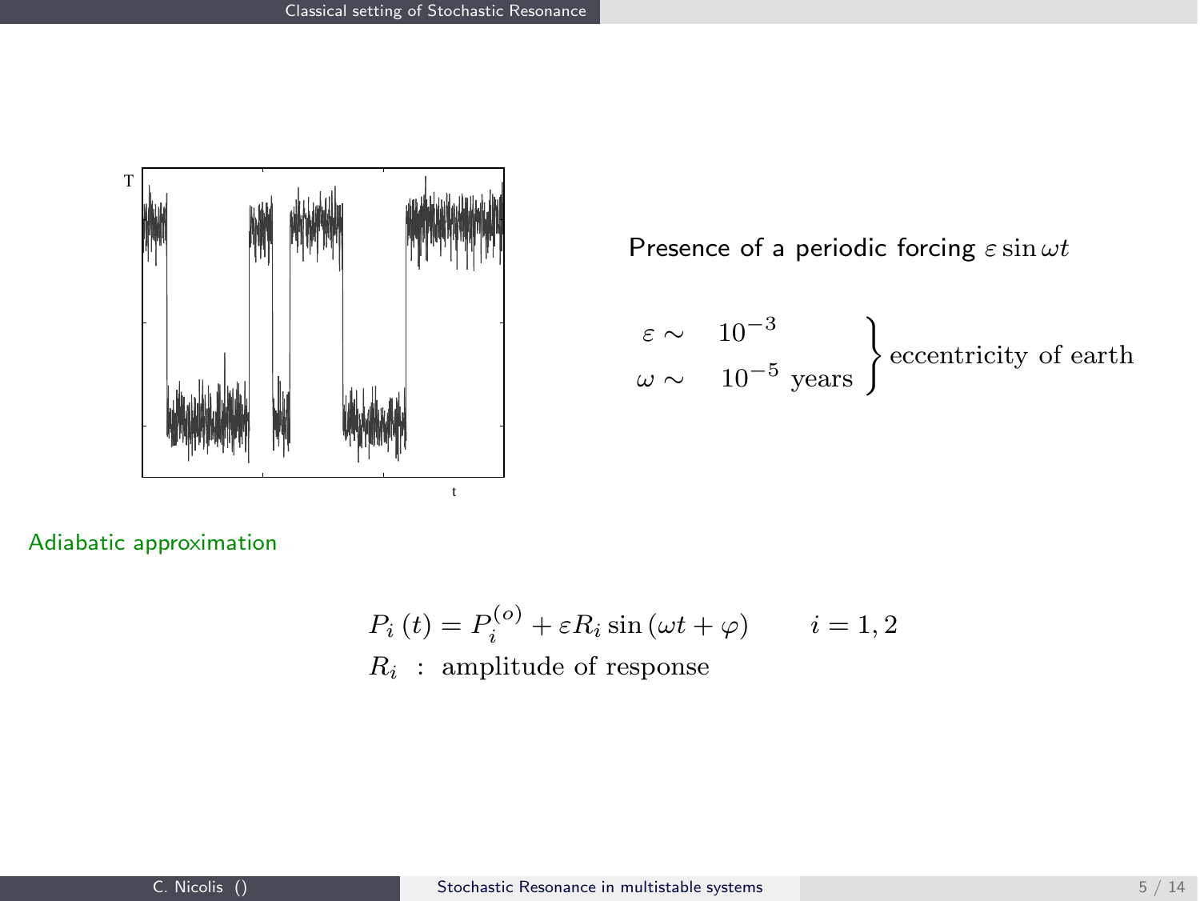Presence of a periodic forcing $\varepsilon \sin \omega t$

$$\left.\begin{aligned} \varepsilon \sim &\quad 10^{-3} \\ \omega \sim &\quad 10^{-5} \text{ years} \end{aligned}\right\} \text{eccentricity of earth}$$

Adiabatic approximation

$$P_i\left(t\right) = P_i^{(o)} + \varepsilon R_i \sin\left(\omega t + \varphi\right) \qquad i = 1, 2$$

$R_i$ : amplitude of response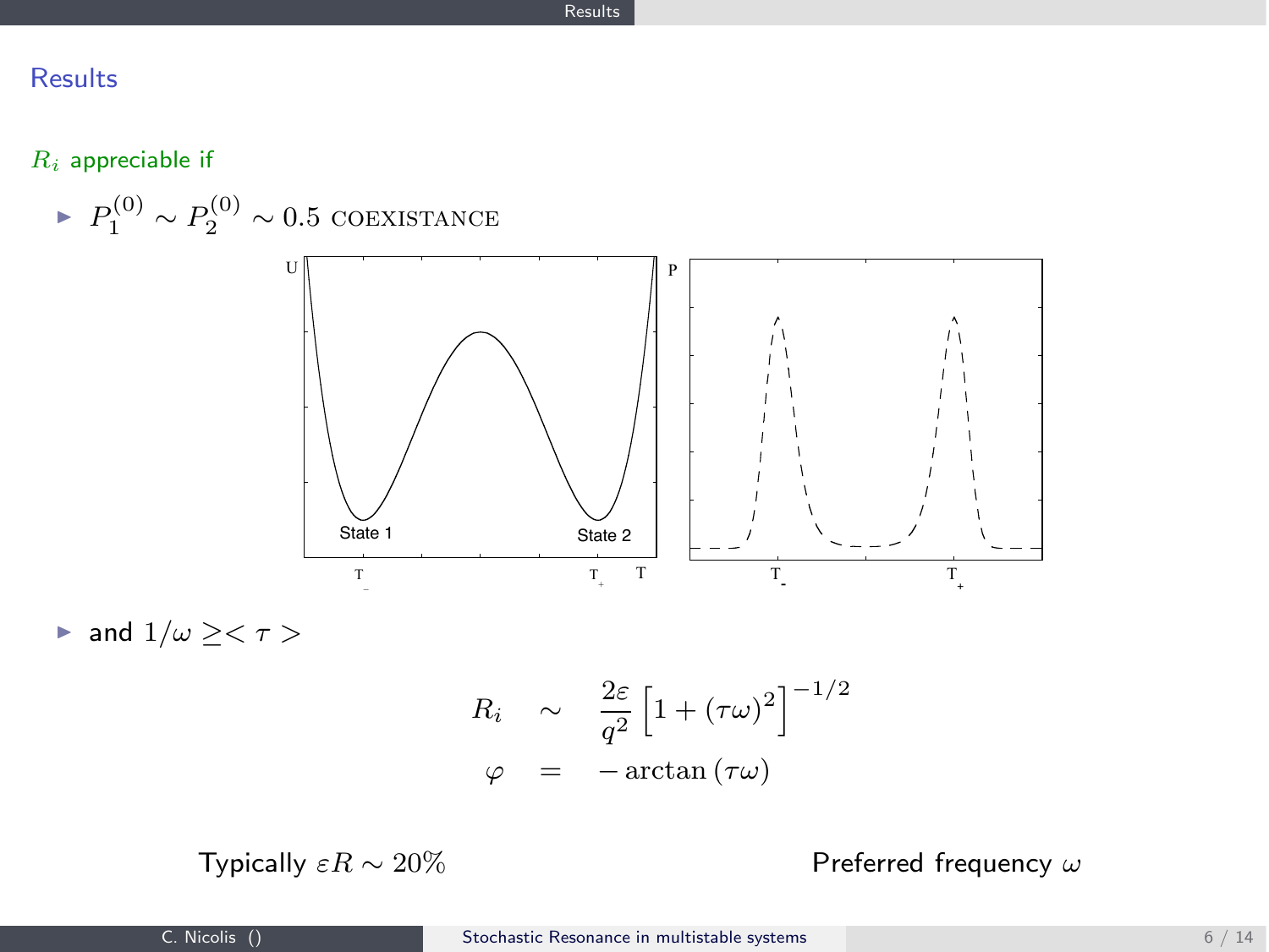## Results

$R_i$ appreciable if

- $P_1^{(0)} \sim P_2^{(0)} \sim 0.5$ COEXISTANCE

- and $1/\omega \geq < \tau >$

$$
\begin{aligned}
R_i &\sim \frac{2\varepsilon}{q^2}\left[1+(\tau\omega)^2\right]^{-1/2} \\
\varphi &= -\arctan(\tau\omega)
\end{aligned}
$$

Typically $\varepsilon R \sim 20\%$

Preferred frequency $\omega$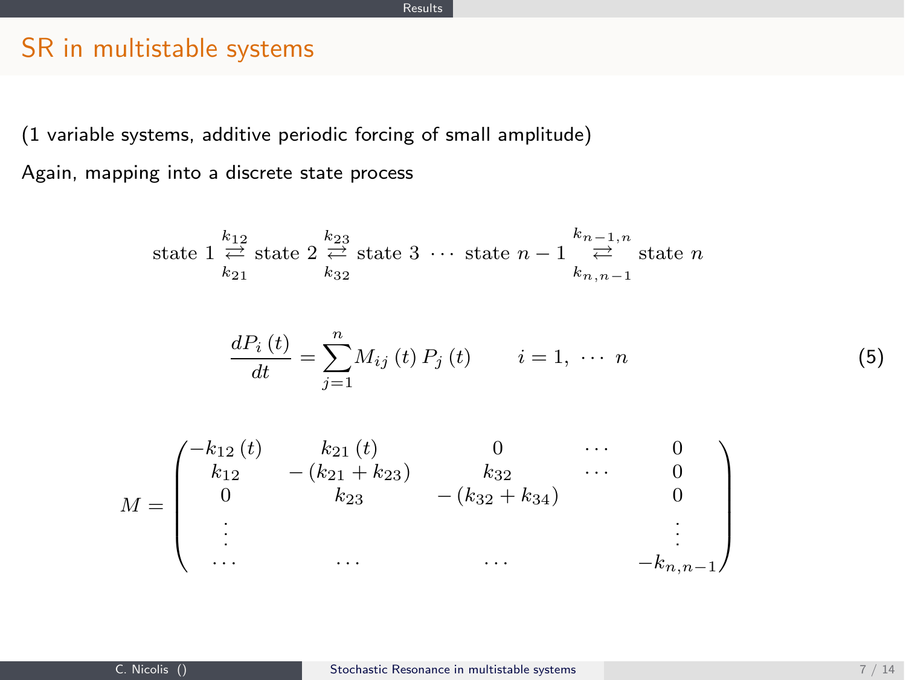## SR in multistable systems

(1 variable systems, additive periodic forcing of small amplitude)

Again, mapping into a discrete state process

$$
\text{state } 1 \underset{k_{21}}{\overset{k_{12}}{\rightleftarrows}} \text{state } 2 \underset{k_{32}}{\overset{k_{23}}{\rightleftarrows}} \text{state } 3 \ \cdots \ \text{state } n-1 \underset{k_{n,n-1}}{\overset{k_{n-1,n}}{\rightleftarrows}} \text{state } n
$$

$$
\frac{dP_i\left(t\right)}{dt} = \sum_{j=1}^{n} M_{ij}\left(t\right) P_j\left(t\right) \qquad i = 1, \ \cdots \ n \tag{5}
$$

$$
M = \begin{pmatrix}
-k_{12}\left(t\right) & k_{21}\left(t\right) & 0 & \cdots & 0 \\
k_{12} & -\left(k_{21} + k_{23}\right) & k_{32} & \cdots & 0 \\
0 & k_{23} & -\left(k_{32} + k_{34}\right) & & 0 \\
\vdots & & & & \vdots \\
\cdots & \cdots & \cdots & & -k_{n,n-1}
\end{pmatrix}
$$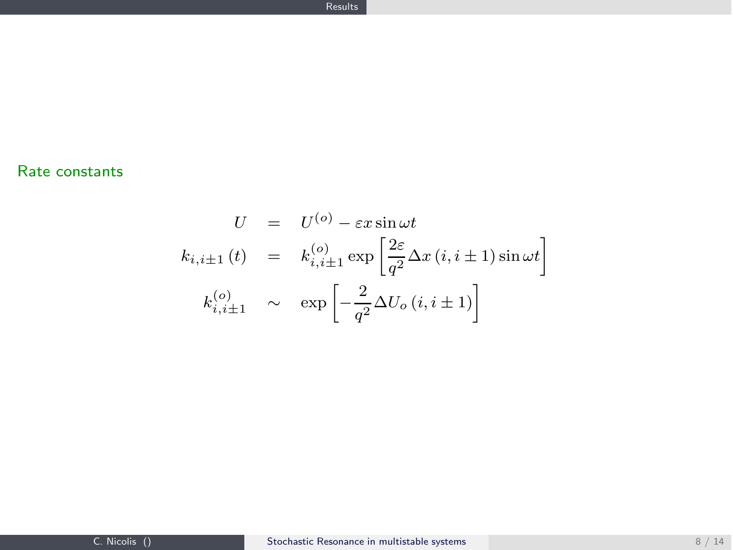## Rate constants

$$
\begin{aligned}
U &= U^{(o)} - \varepsilon x \sin \omega t \\
k_{i,i\pm 1}(t) &= k_{i,i\pm 1}^{(o)} \exp\left[\frac{2\varepsilon}{q^2} \Delta x \left(i, i \pm 1\right) \sin \omega t\right] \\
k_{i,i\pm 1}^{(o)} &\sim \exp\left[-\frac{2}{q^2} \Delta U_o \left(i, i \pm 1\right)\right]
\end{aligned}
$$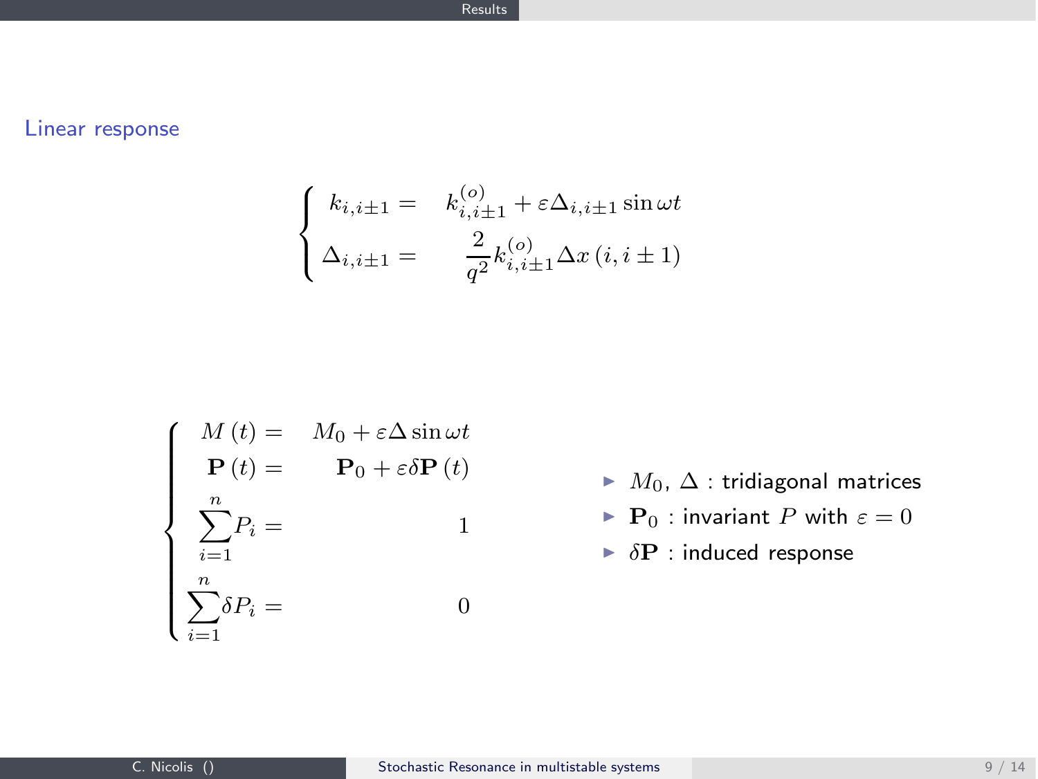### Linear response

$$
\begin{cases}
k_{i,i\pm1} = & k^{(o)}_{i,i\pm1} + \varepsilon \Delta_{i,i\pm1} \sin \omega t \\
\Delta_{i,i\pm1} = & \dfrac{2}{q^2} k^{(o)}_{i,i\pm1} \Delta x \left(i, i\pm 1\right)
\end{cases}
$$

$$
\begin{cases}
M\left(t\right) = & M_0 + \varepsilon \Delta \sin \omega t \\
\mathbf{P}\left(t\right) = & \mathbf{P}_0 + \varepsilon \delta \mathbf{P}\left(t\right) \\
\displaystyle\sum_{i=1}^{n} P_i = & 1 \\
\displaystyle\sum_{i=1}^{n} \delta P_i = & 0
\end{cases}
$$

- $M_0$, $\Delta$ : tridiagonal matrices
- $\mathbf{P}_0$ : invariant $P$ with $\varepsilon = 0$
- $\delta\mathbf{P}$ : induced response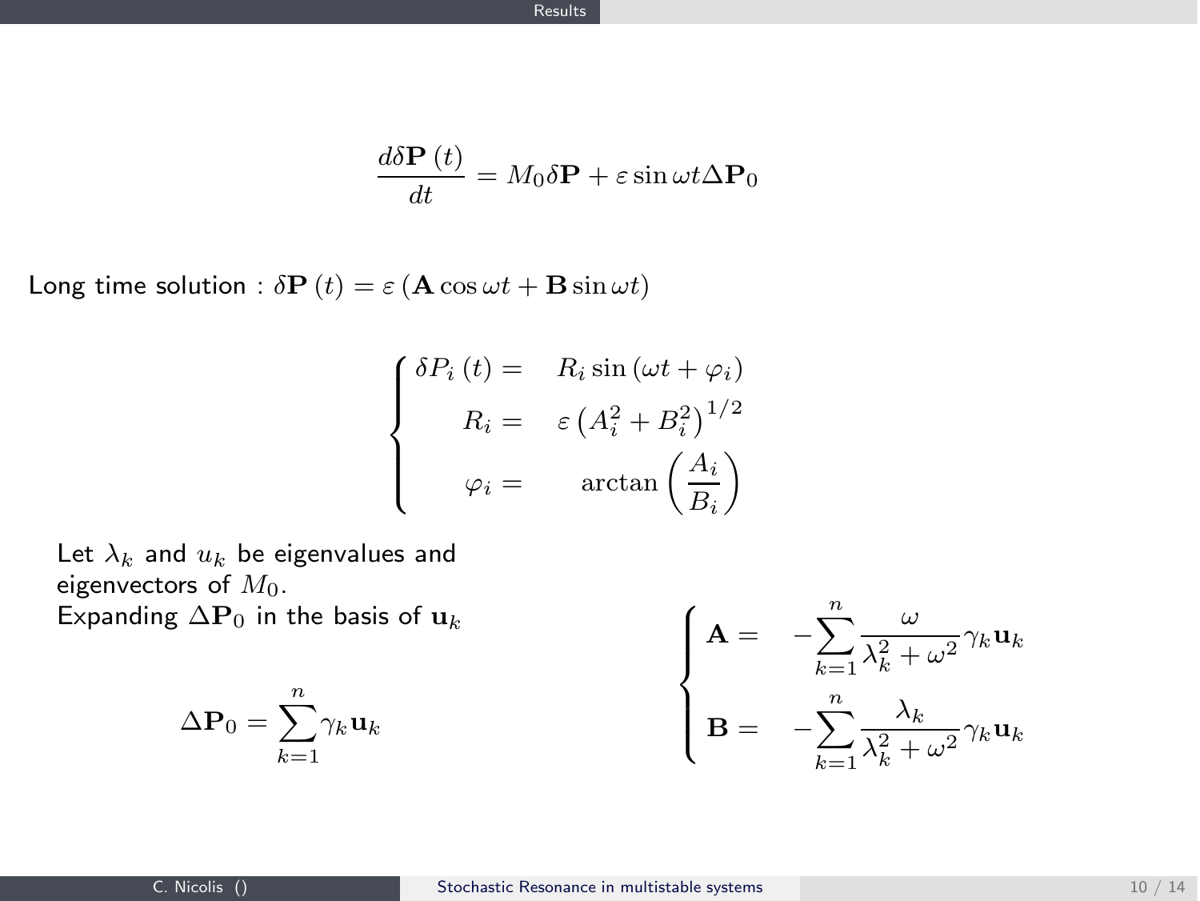$$\frac{d\delta\mathbf{P}\left(t\right)}{dt} = M_0\delta\mathbf{P} + \varepsilon\sin\omega t\Delta\mathbf{P}_0$$

Long time solution : $\delta\mathbf{P}\left(t\right) = \varepsilon\left(\mathbf{A}\cos\omega t + \mathbf{B}\sin\omega t\right)$

$$\begin{cases} \delta P_i\left(t\right) = & R_i\sin\left(\omega t + \varphi_i\right) \\ R_i = & \varepsilon\left(A_i^2 + B_i^2\right)^{1/2} \\ \varphi_i = & \arctan\left(\dfrac{A_i}{B_i}\right) \end{cases}$$

Let $\lambda_k$ and $u_k$ be eigenvalues and eigenvectors of $M_0$.

Expanding $\Delta\mathbf{P}_0$ in the basis of $\mathbf{u}_k$

$$\Delta\mathbf{P}_0 = \sum_{k=1}^{n}\gamma_k\mathbf{u}_k$$

$$\begin{cases} \mathbf{A} = & -\displaystyle\sum_{k=1}^{n}\frac{\omega}{\lambda_k^2 + \omega^2}\gamma_k\mathbf{u}_k \\ \mathbf{B} = & -\displaystyle\sum_{k=1}^{n}\frac{\lambda_k}{\lambda_k^2 + \omega^2}\gamma_k\mathbf{u}_k \end{cases}$$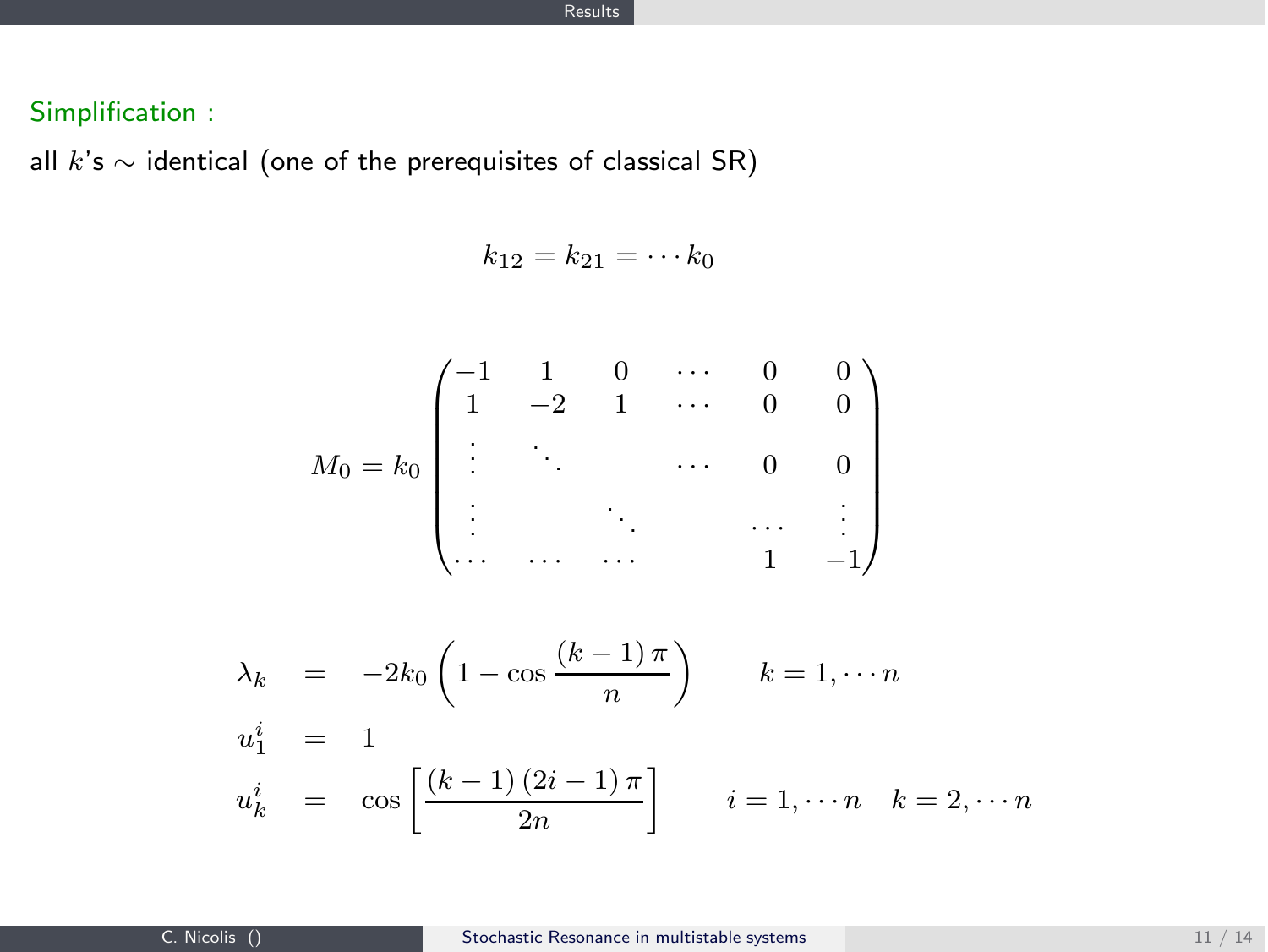## Simplification :

all $k$'s $\sim$ identical (one of the prerequisites of classical SR)

$$k_{12} = k_{21} = \cdots k_0$$

$$M_0 = k_0 \begin{pmatrix} -1 & 1 & 0 & \cdots & 0 & 0 \\ 1 & -2 & 1 & \cdots & 0 & 0 \\ \vdots & \ddots & & \cdots & 0 & 0 \\ \vdots & & \ddots & & \cdots & \vdots \\ \cdots & \cdots & \cdots & & 1 & -1 \end{pmatrix}$$

$$\begin{aligned} \lambda_k &= -2k_0 \left(1 - \cos \frac{(k-1)\,\pi}{n}\right) \qquad k = 1, \cdots n \\ u_1^i &= 1 \\ u_k^i &= \cos\left[\frac{(k-1)\,(2i-1)\,\pi}{2n}\right] \qquad i = 1, \cdots n \quad k = 2, \cdots n \end{aligned}$$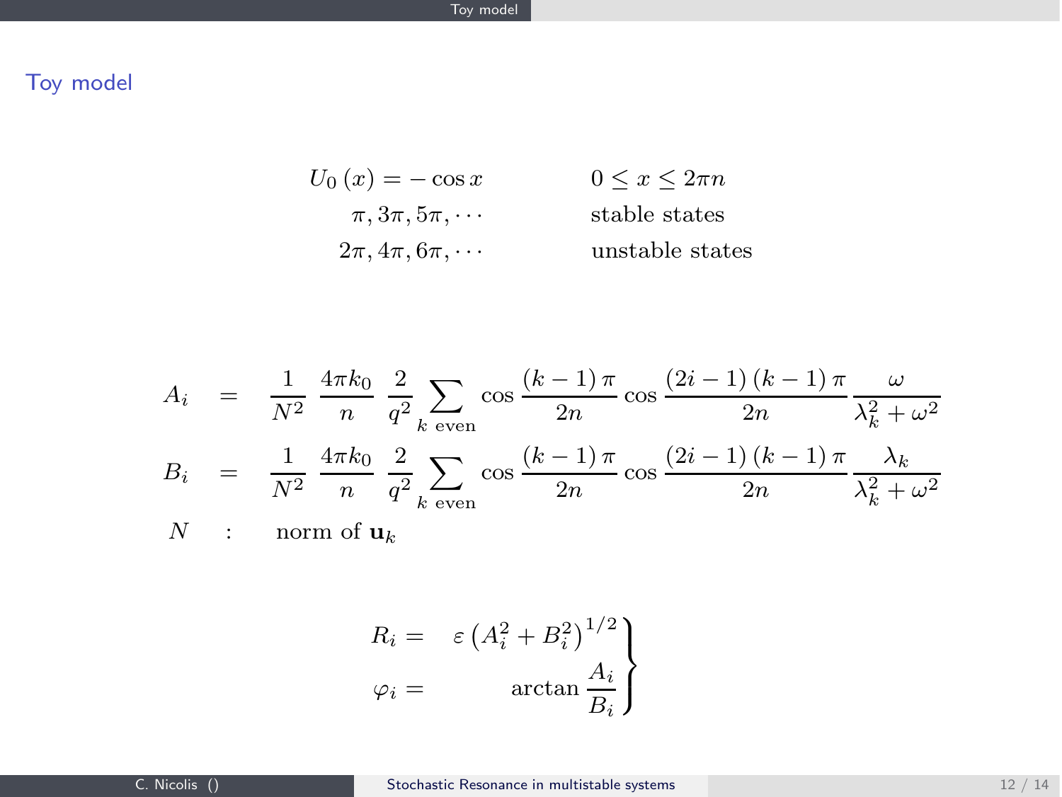## Toy model

$$
\begin{array}{rl}
U_0(x) = -\cos x & 0 \leq x \leq 2\pi n \\
\pi, 3\pi, 5\pi, \cdots & \text{stable states} \\
2\pi, 4\pi, 6\pi, \cdots & \text{unstable states}
\end{array}
$$

$$
\begin{aligned}
A_i &= \frac{1}{N^2} \, \frac{4\pi k_0}{n} \, \frac{2}{q^2} \sum_{k \text{ even}} \cos\frac{(k-1)\pi}{2n} \cos\frac{(2i-1)(k-1)\pi}{2n} \frac{\omega}{\lambda_k^2 + \omega^2} \\
B_i &= \frac{1}{N^2} \, \frac{4\pi k_0}{n} \, \frac{2}{q^2} \sum_{k \text{ even}} \cos\frac{(k-1)\pi}{2n} \cos\frac{(2i-1)(k-1)\pi}{2n} \frac{\lambda_k}{\lambda_k^2 + \omega^2} \\
N &: \quad \text{norm of } \mathbf{u}_k
\end{aligned}
$$

$$
\left.
\begin{aligned}
R_i &= \varepsilon \left(A_i^2 + B_i^2\right)^{1/2} \\
\varphi_i &= \arctan\frac{A_i}{B_i}
\end{aligned}
\right\}
$$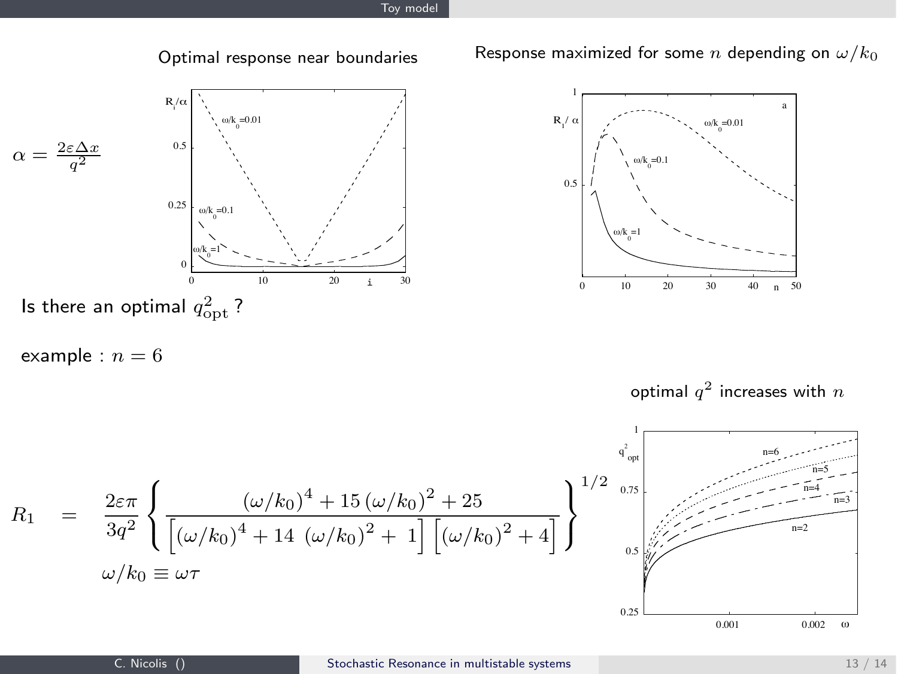Optimal response near boundaries

Response maximized for some $n$ depending on $\omega/k_0$

$\alpha = \frac{2\varepsilon\Delta x}{q^2}$

Is there an optimal $q^2_{\rm opt}$ ?

example : $n = 6$

optimal $q^2$ increases with $n$

$$R_1 \quad = \quad \frac{2\varepsilon\pi}{3q^2}\left\{\frac{(\omega/k_0)^4 + 15\,(\omega/k_0)^2 + 25}{\left[(\omega/k_0)^4 + 14\ (\omega/k_0)^2 +\ 1\right]\left[(\omega/k_0)^2 + 4\right]}\right\}^{1/2}$$

$$\omega/k_0 \equiv \omega\tau$$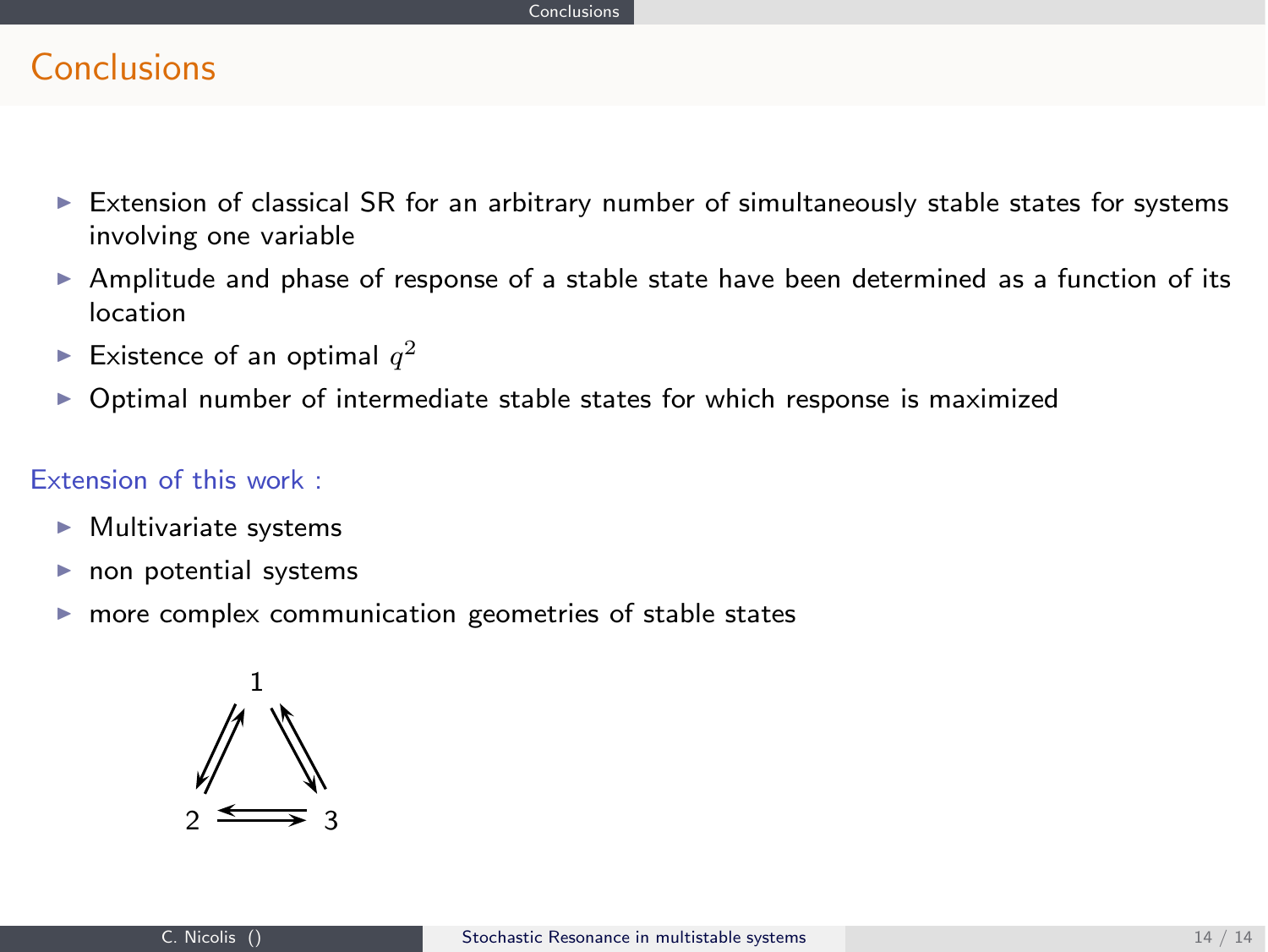# Conclusions

- Extension of classical SR for an arbitrary number of simultaneously stable states for systems involving one variable
- Amplitude and phase of response of a stable state have been determined as a function of its location
- Existence of an optimal $q^2$
- Optimal number of intermediate stable states for which response is maximized

Extension of this work :

- Multivariate systems
- non potential systems
- more complex communication geometries of stable states

1

2

3